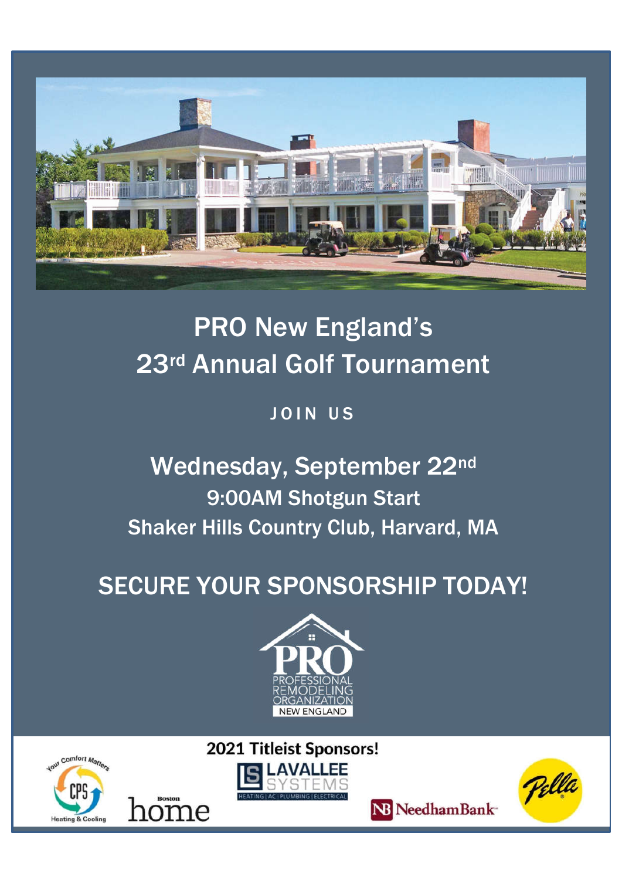# PRO New England's 23rd Annual Golf Tournament

JOIN US

## Wednesday, September 22nd

9:00AM Shotgun Start

Shaker Hills Country Club, Harvard, MA

## SECURE YOUR SPONSORSHIP TODAY!

PRO
PROFESSIONAL REMODELING ORGANIZATION
NEW ENGLAND

**2021 Titleist Sponsors!**

Your Comfort Matters CPS Heating & Cooling

Boston home

LAVALLEE SYSTEMS HEATING | AC | PLUMBING | ELECTRICAL

NeedhamBank

Pella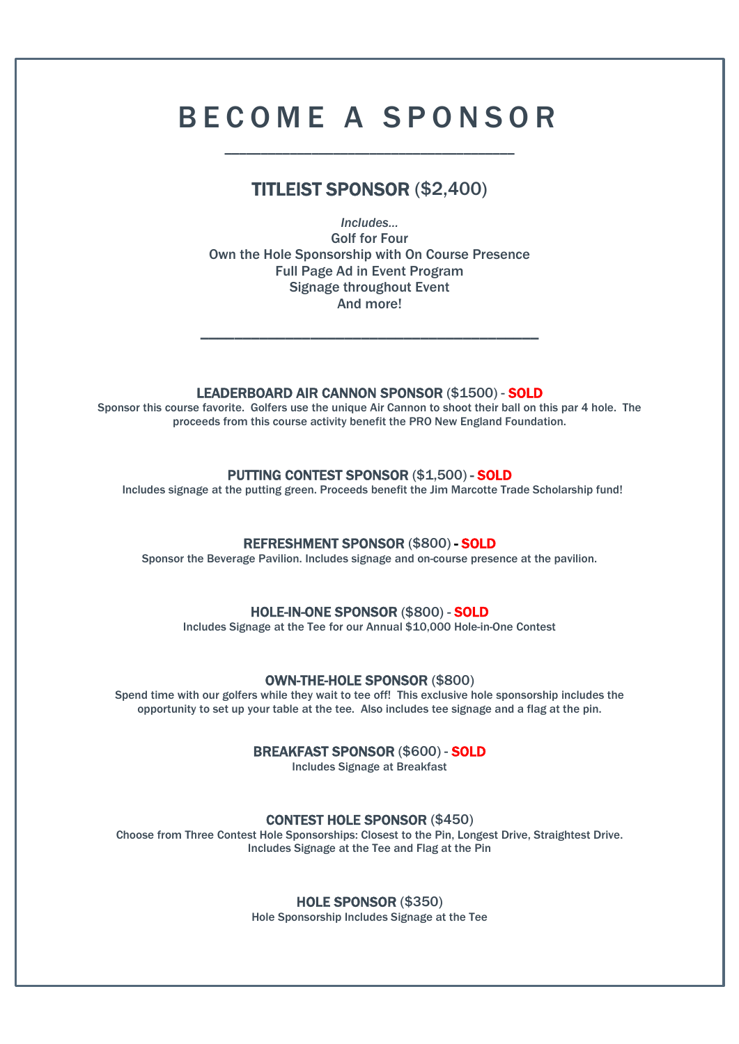# BECOME A SPONSOR

---

## TITLEIST SPONSOR ($2,400)

*Includes…*
Golf for Four
Own the Hole Sponsorship with On Course Presence
Full Page Ad in Event Program
Signage throughout Event
And more!

---

### LEADERBOARD AIR CANNON SPONSOR ($1500) - SOLD

Sponsor this course favorite. Golfers use the unique Air Cannon to shoot their ball on this par 4 hole. The proceeds from this course activity benefit the PRO New England Foundation.

### PUTTING CONTEST SPONSOR ($1,500) - SOLD

Includes signage at the putting green. Proceeds benefit the Jim Marcotte Trade Scholarship fund!

### REFRESHMENT SPONSOR ($800) - SOLD

Sponsor the Beverage Pavilion. Includes signage and on-course presence at the pavilion.

### HOLE-IN-ONE SPONSOR ($800) - SOLD

Includes Signage at the Tee for our Annual $10,000 Hole-in-One Contest

### OWN-THE-HOLE SPONSOR ($800)

Spend time with our golfers while they wait to tee off! This exclusive hole sponsorship includes the opportunity to set up your table at the tee. Also includes tee signage and a flag at the pin.

### BREAKFAST SPONSOR ($600) - SOLD

Includes Signage at Breakfast

### CONTEST HOLE SPONSOR ($450)

Choose from Three Contest Hole Sponsorships: Closest to the Pin, Longest Drive, Straightest Drive. Includes Signage at the Tee and Flag at the Pin

### HOLE SPONSOR ($350)

Hole Sponsorship Includes Signage at the Tee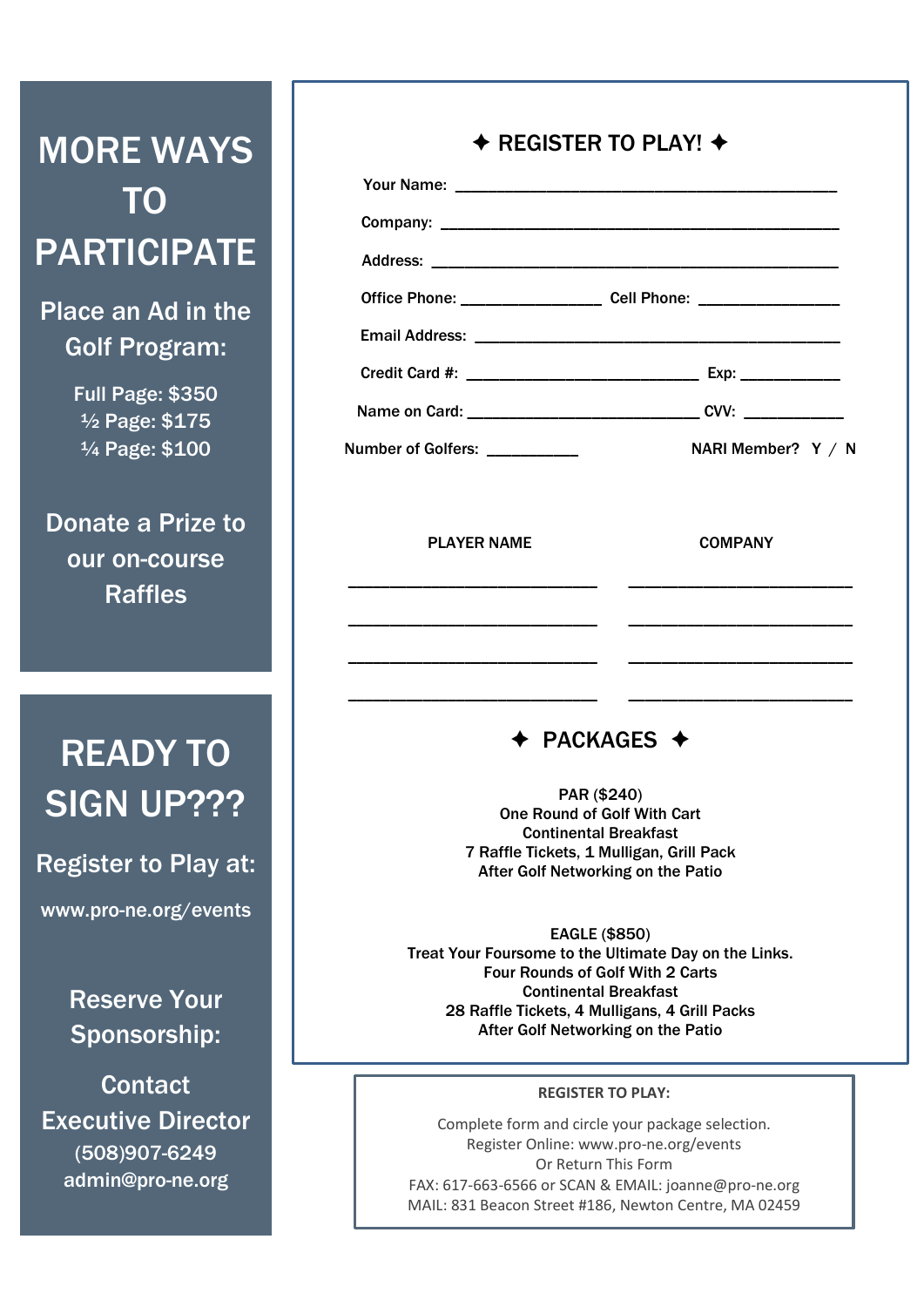# MORE WAYS TO PARTICIPATE

## Place an Ad in the Golf Program:

Full Page: $350
½ Page: $175
¼ Page: $100

## Donate a Prize to our on-course Raffles

# READY TO SIGN UP???

## Register to Play at:

www.pro-ne.org/events

## Reserve Your Sponsorship:

Contact Executive Director
(508)907-6249
admin@pro-ne.org

## ✦ REGISTER TO PLAY! ✦

Your Name: ____________________________________________

Company: ____________________________________________

Address: ____________________________________________

Office Phone: ________________ Cell Phone: ________________

Email Address: ____________________________________________

Credit Card #: ___________________________ Exp: ____________

Name on Card: ___________________________ CVV: ____________

Number of Golfers: __________ NARI Member? Y / N

| PLAYER NAME | COMPANY |
|---|---|
| ____________________________ | __________________________ |
| ____________________________ | __________________________ |
| ____________________________ | __________________________ |
| ____________________________ | __________________________ |

## ✦ PACKAGES ✦

**PAR ($240)**
One Round of Golf With Cart
Continental Breakfast
7 Raffle Tickets, 1 Mulligan, Grill Pack
After Golf Networking on the Patio

**EAGLE ($850)**
Treat Your Foursome to the Ultimate Day on the Links.
Four Rounds of Golf With 2 Carts
Continental Breakfast
28 Raffle Tickets, 4 Mulligans, 4 Grill Packs
After Golf Networking on the Patio

**REGISTER TO PLAY:**

Complete form and circle your package selection.
Register Online: www.pro-ne.org/events
Or Return This Form
FAX: 617-663-6566 or SCAN & EMAIL: joanne@pro-ne.org
MAIL: 831 Beacon Street #186, Newton Centre, MA 02459